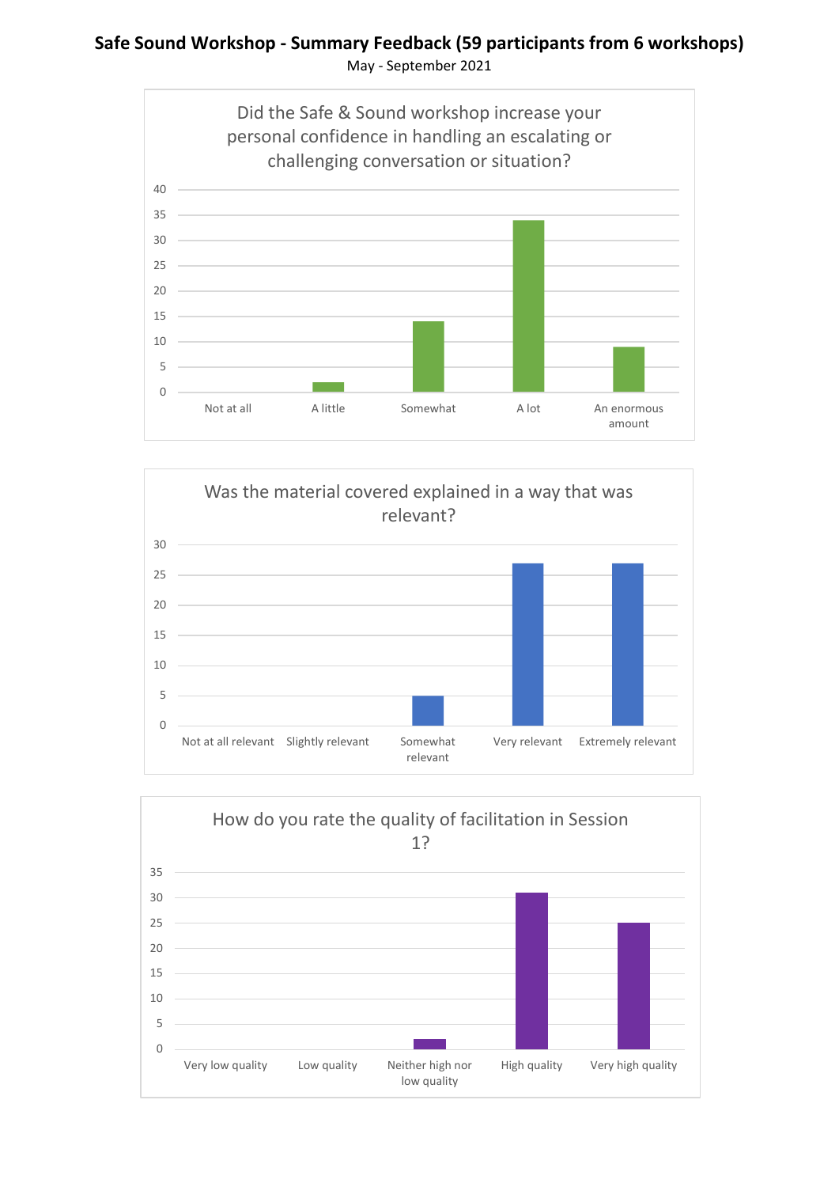# Safe Sound Workshop - Summary Feedback (59 participants from 6 workshops)

May - September 2021

## Did the Safe & Sound workshop increase your personal confidence in handling an escalating or challenging conversation or situation?

| Response | Count |
|---|---|
| Not at all | 0 |
| A little | 2 |
| Somewhat | 14 |
| A lot | 34 |
| An enormous amount | 9 |

## Was the material covered explained in a way that was relevant?

| Response | Count |
|---|---|
| Not at all relevant | 0 |
| Slightly relevant | 0 |
| Somewhat relevant | 5 |
| Very relevant | 27 |
| Extremely relevant | 27 |

## How do you rate the quality of facilitation in Session 1?

| Response | Count |
|---|---|
| Very low quality | 0 |
| Low quality | 0 |
| Neither high nor low quality | 2 |
| High quality | 31 |
| Very high quality | 25 |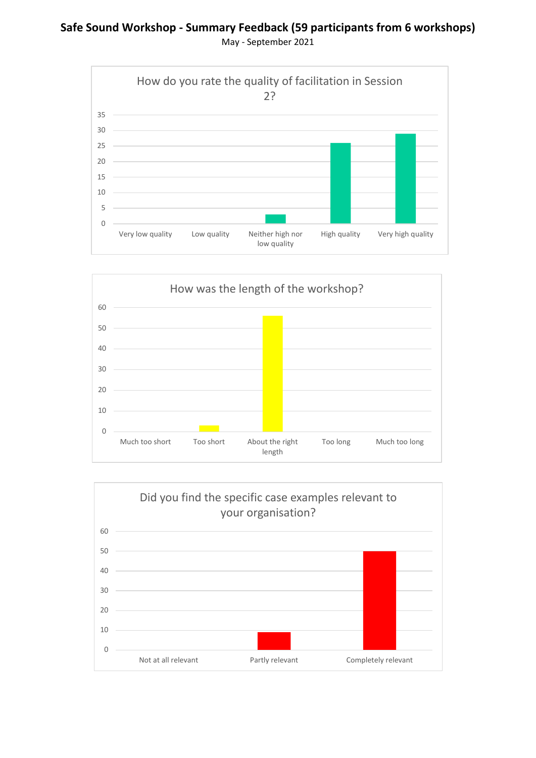# Safe Sound Workshop - Summary Feedback (59 participants from 6 workshops)

May - September 2021

## How do you rate the quality of facilitation in Session 2?

| Response | Count |
|---|---|
| Very low quality | 0 |
| Low quality | 0 |
| Neither high nor low quality | 3 |
| High quality | 26 |
| Very high quality | 29 |

## How was the length of the workshop?

| Response | Count |
|---|---|
| Much too short | 0 |
| Too short | 3 |
| About the right length | 56 |
| Too long | 0 |
| Much too long | 0 |

## Did you find the specific case examples relevant to your organisation?

| Response | Count |
|---|---|
| Not at all relevant | 0 |
| Partly relevant | 9 |
| Completely relevant | 50 |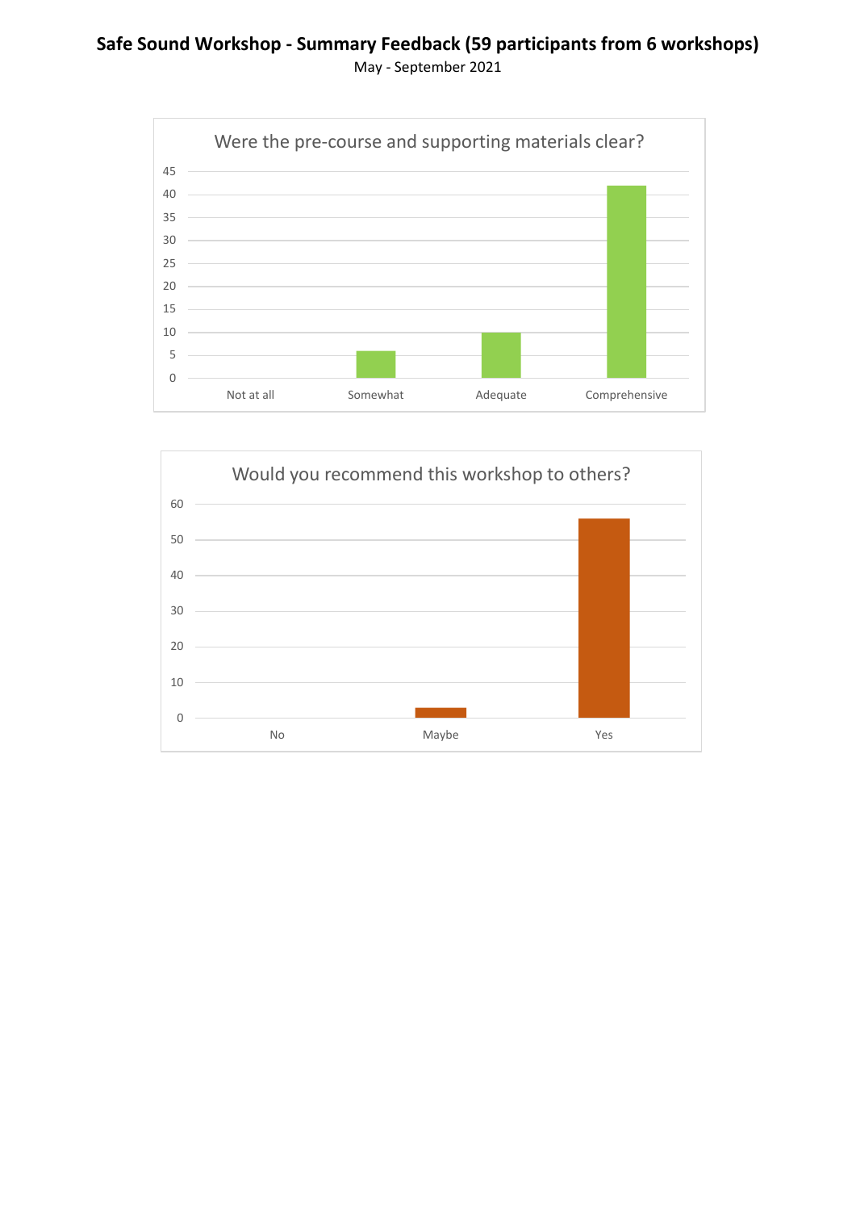**Safe Sound Workshop - Summary Feedback (59 participants from 6 workshops)**

May - September 2021

Were the pre-course and supporting materials clear?

| Response | Count |
| --- | --- |
| Not at all | 0 |
| Somewhat | 6 |
| Adequate | 10 |
| Comprehensive | 42 |

Would you recommend this workshop to others?

| Response | Count |
| --- | --- |
| No | 0 |
| Maybe | 3 |
| Yes | 56 |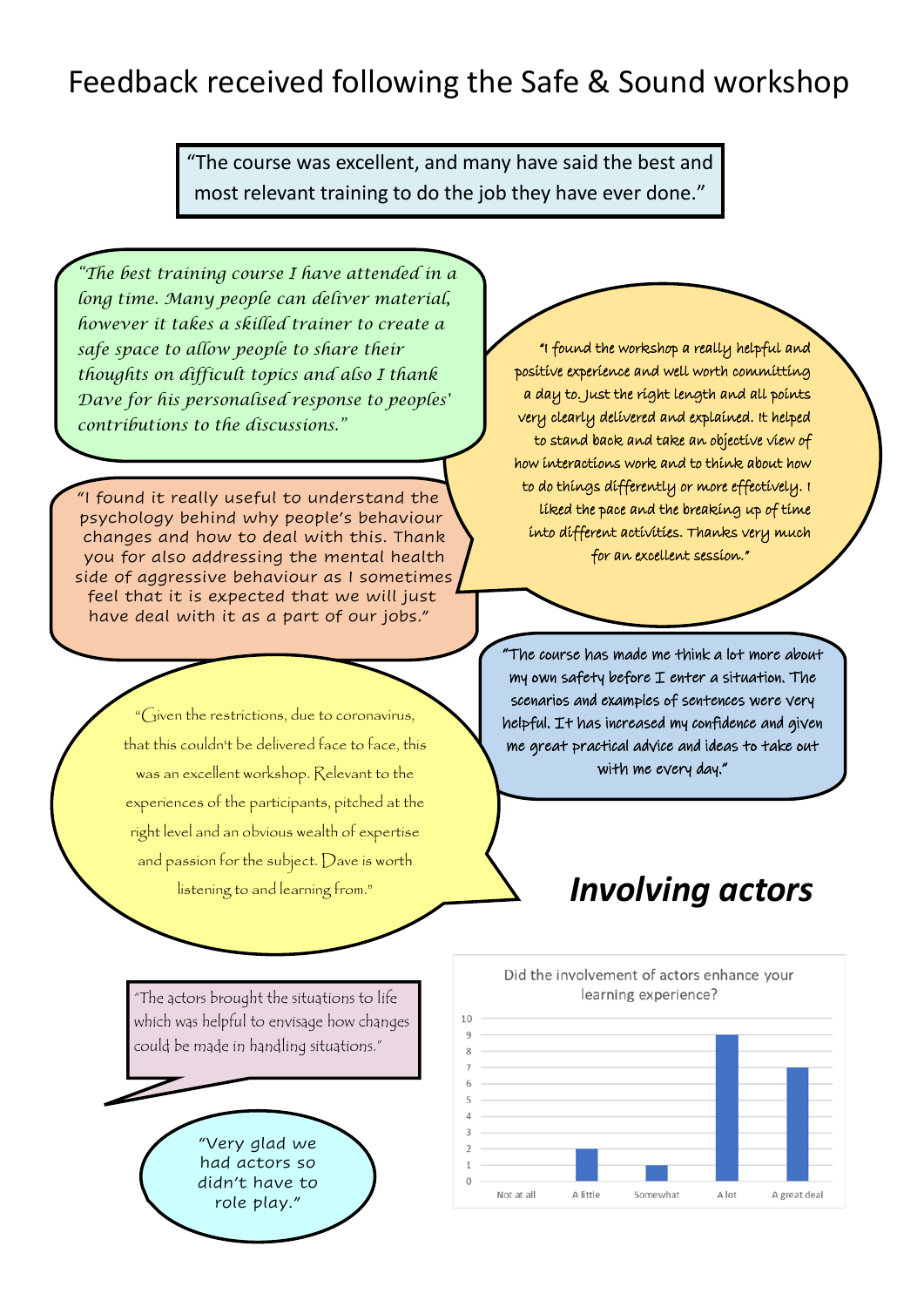# Feedback received following the Safe & Sound workshop

"The course was excellent, and many have said the best and most relevant training to do the job they have ever done."

*"The best training course I have attended in a long time. Many people can deliver material, however it takes a skilled trainer to create a safe space to allow people to share their thoughts on difficult topics and also I thank Dave for his personalised response to peoples' contributions to the discussions."*

"I found the workshop a really helpful and positive experience and well worth committing a day to. Just the right length and all points very clearly delivered and explained. It helped to stand back and take an objective view of how interactions work and to think about how to do things differently or more effectively. I liked the pace and the breaking up of time into different activities. Thanks very much for an excellent session."

"I found it really useful to understand the psychology behind why people's behaviour changes and how to deal with this. Thank you for also addressing the mental health side of aggressive behaviour as I sometimes feel that it is expected that we will just have deal with it as a part of our jobs."

"The course has made me think a lot more about my own safety before I enter a situation. The scenarios and examples of sentences were very helpful. It has increased my confidence and given me great practical advice and ideas to take out with me every day."

"Given the restrictions, due to coronavirus, that this couldn't be delivered face to face, this was an excellent workshop. Relevant to the experiences of the participants, pitched at the right level and an obvious wealth of expertise and passion for the subject. Dave is worth listening to and learning from."

## *Involving actors*

"The actors brought the situations to life which was helpful to envisage how changes could be made in handling situations."

"Very glad we had actors so didn't have to role play."

Did the involvement of actors enhance your learning experience?

0 1 2 3 4 5 6 7 8 9 10

Not at all
A little
Somewhat
A lot
A great deal